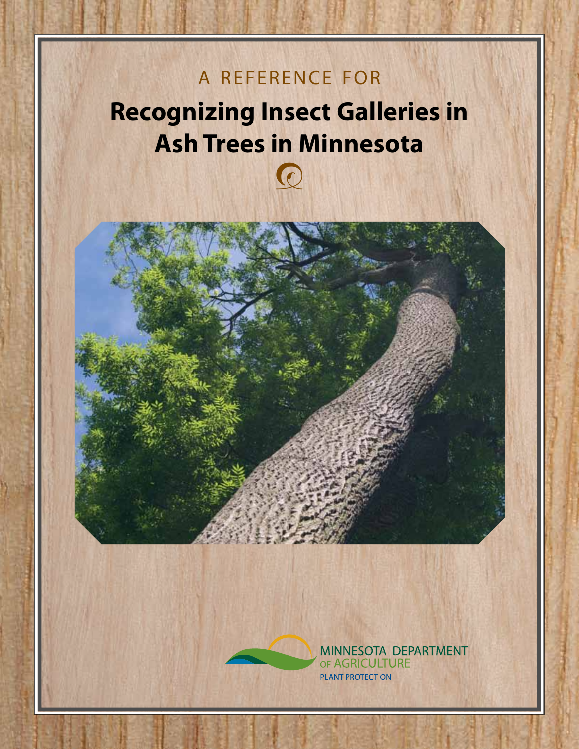A REFERENCE FOR

# Recognizing Insect Galleries in Ash Trees in Minnesota

MINNESOTA DEPARTMENT OF AGRICULTURE

PLANT PROTECTION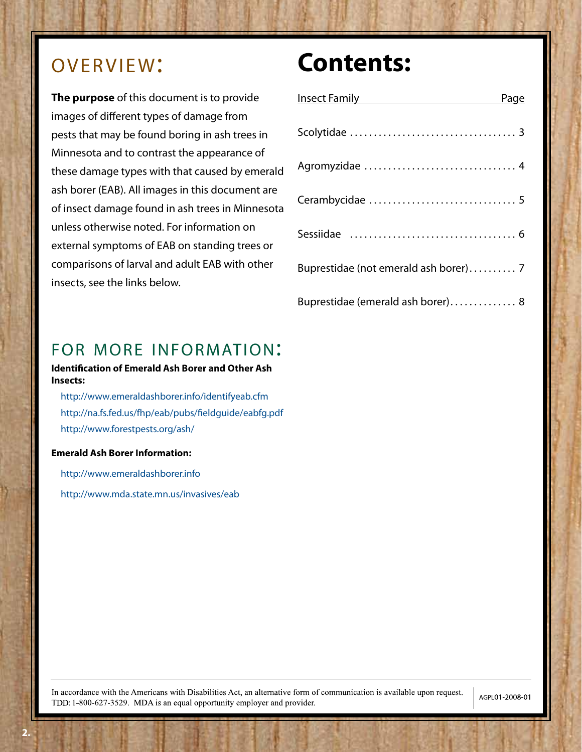## OVERVIEW:

**The purpose** of this document is to provide images of different types of damage from pests that may be found boring in ash trees in Minnesota and to contrast the appearance of these damage types with that caused by emerald ash borer (EAB). All images in this document are of insect damage found in ash trees in Minnesota unless otherwise noted. For information on external symptoms of EAB on standing trees or comparisons of larval and adult EAB with other insects, see the links below.

## FOR MORE INFORMATION:

**Identification of Emerald Ash Borer and Other Ash Insects:**

http://www.emeraldashborer.info/identifyeab.cfm
http://na.fs.fed.us/fhp/eab/pubs/fieldguide/eabfg.pdf
http://www.forestpests.org/ash/

**Emerald Ash Borer Information:**

http://www.emeraldashborer.info
http://www.mda.state.mn.us/invasives/eab

# Contents:

| Insect Family | Page |
| --- | --- |
| Scolytidae | 3 |
| Agromyzidae | 4 |
| Cerambycidae | 5 |
| Sessiidae | 6 |
| Buprestidae (not emerald ash borer) | 7 |
| Buprestidae (emerald ash borer) | 8 |

In accordance with the Americans with Disabilities Act, an alternative form of communication is available upon request. TDD: 1-800-627-3529. MDA is an equal opportunity employer and provider.

AGPL01-2008-01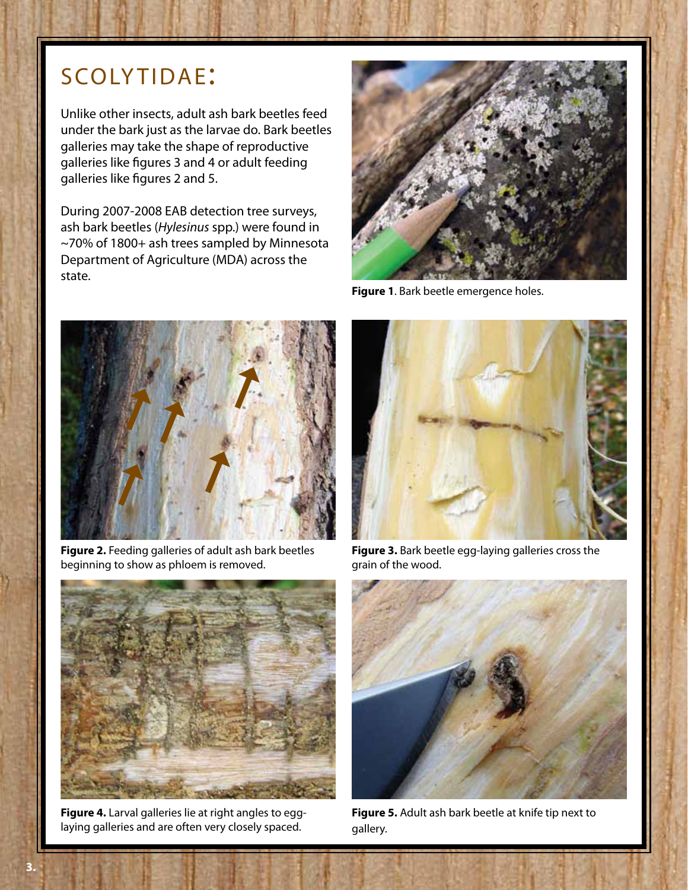# SCOLYTIDAE:

Unlike other insects, adult ash bark beetles feed under the bark just as the larvae do. Bark beetles galleries may take the shape of reproductive galleries like figures 3 and 4 or adult feeding galleries like figures 2 and 5.

During 2007-2008 EAB detection tree surveys, ash bark beetles (*Hylesinus* spp.) were found in ~70% of 1800+ ash trees sampled by Minnesota Department of Agriculture (MDA) across the state.

**Figure 1**. Bark beetle emergence holes.

**Figure 2.** Feeding galleries of adult ash bark beetles beginning to show as phloem is removed.

**Figure 3.** Bark beetle egg-laying galleries cross the grain of the wood.

**Figure 4.** Larval galleries lie at right angles to egg-laying galleries and are often very closely spaced.

**Figure 5.** Adult ash bark beetle at knife tip next to gallery.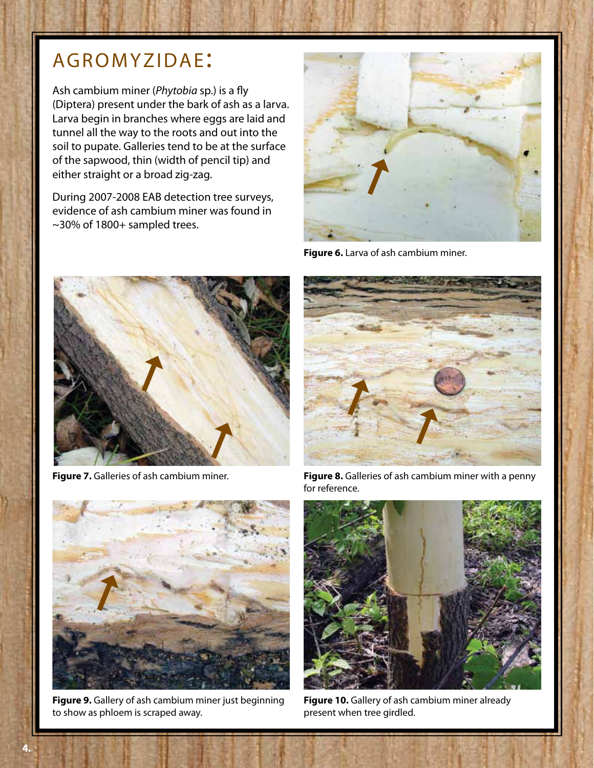# AGROMYZIDAE:

Ash cambium miner (*Phytobia* sp.) is a fly (Diptera) present under the bark of ash as a larva. Larva begin in branches where eggs are laid and tunnel all the way to the roots and out into the soil to pupate. Galleries tend to be at the surface of the sapwood, thin (width of pencil tip) and either straight or a broad zig-zag.

During 2007-2008 EAB detection tree surveys, evidence of ash cambium miner was found in ~30% of 1800+ sampled trees.

**Figure 6.** Larva of ash cambium miner.

**Figure 7.** Galleries of ash cambium miner.

**Figure 8.** Galleries of ash cambium miner with a penny for reference.

**Figure 9.** Gallery of ash cambium miner just beginning to show as phloem is scraped away.

**Figure 10.** Gallery of ash cambium miner already present when tree girdled.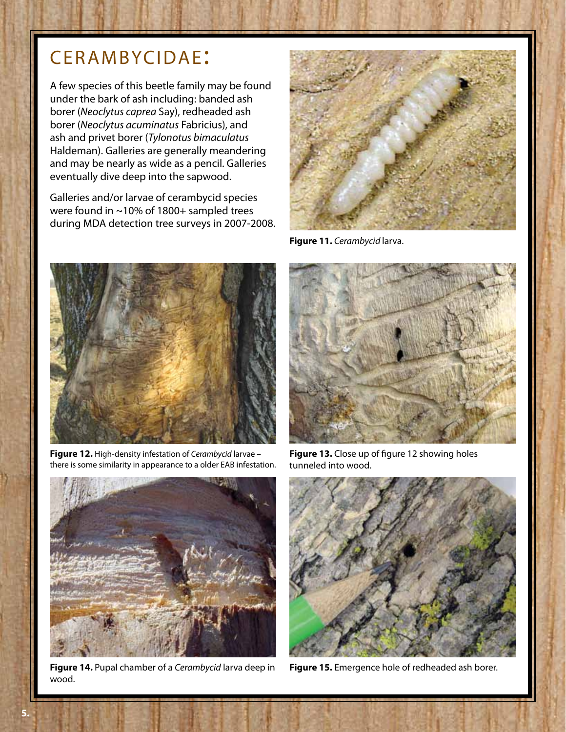# CERAMBYCIDAE:

A few species of this beetle family may be found under the bark of ash including: banded ash borer (*Neoclytus caprea* Say), redheaded ash borer (*Neoclytus acuminatus* Fabricius), and ash and privet borer (*Tylonotus bimaculatus* Haldeman). Galleries are generally meandering and may be nearly as wide as a pencil. Galleries eventually dive deep into the sapwood.

Galleries and/or larvae of cerambycid species were found in ~10% of 1800+ sampled trees during MDA detection tree surveys in 2007-2008.

**Figure 11.** *Cerambycid* larva.

**Figure 12.** High-density infestation of *Cerambycid* larvae – there is some similarity in appearance to a older EAB infestation.

**Figure 13.** Close up of figure 12 showing holes tunneled into wood.

**Figure 14.** Pupal chamber of a *Cerambycid* larva deep in wood.

**Figure 15.** Emergence hole of redheaded ash borer.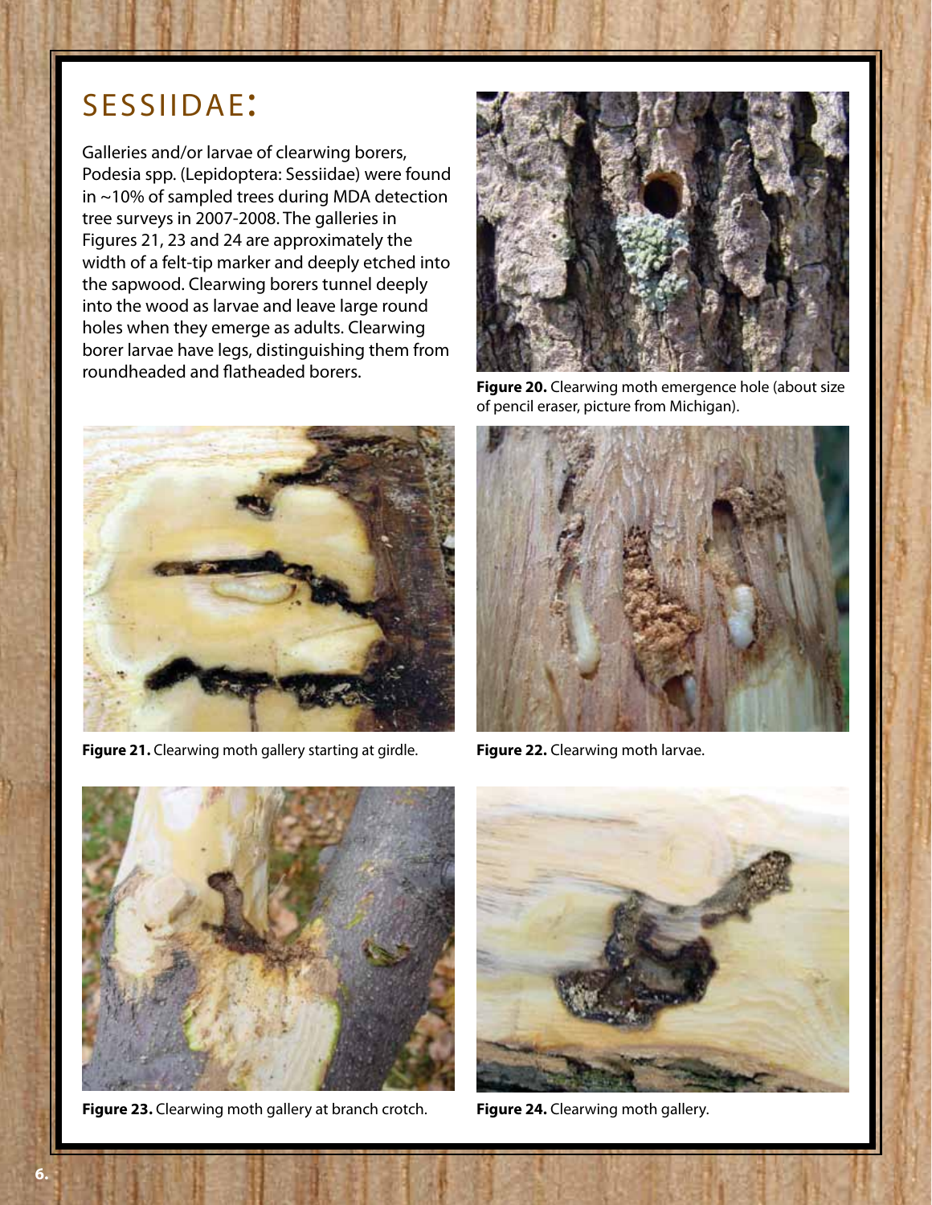# SESSIIDAE:

Galleries and/or larvae of clearwing borers, Podesia spp. (Lepidoptera: Sessiidae) were found in ~10% of sampled trees during MDA detection tree surveys in 2007-2008. The galleries in Figures 21, 23 and 24 are approximately the width of a felt-tip marker and deeply etched into the sapwood. Clearwing borers tunnel deeply into the wood as larvae and leave large round holes when they emerge as adults. Clearwing borer larvae have legs, distinguishing them from roundheaded and flatheaded borers.

**Figure 20.** Clearwing moth emergence hole (about size of pencil eraser, picture from Michigan).

**Figure 21.** Clearwing moth gallery starting at girdle.

**Figure 22.** Clearwing moth larvae.

**Figure 23.** Clearwing moth gallery at branch crotch.

**Figure 24.** Clearwing moth gallery.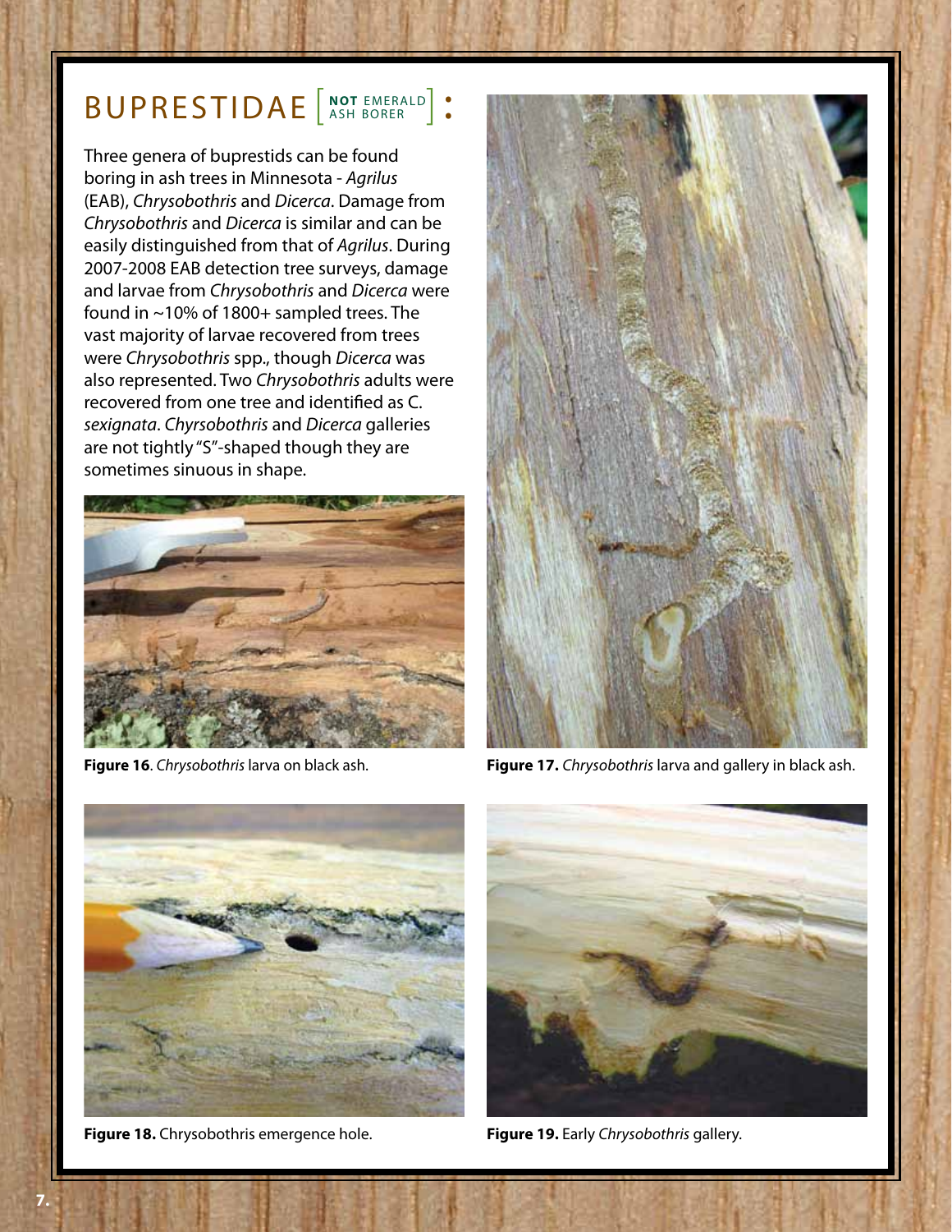# BUPRESTIDAE [ NOT EMERALD ASH BORER ] :

Three genera of buprestids can be found boring in ash trees in Minnesota - *Agrilus* (EAB), *Chrysobothris* and *Dicerca*. Damage from *Chrysobothris* and *Dicerca* is similar and can be easily distinguished from that of *Agrilus*. During 2007-2008 EAB detection tree surveys, damage and larvae from *Chrysobothris* and *Dicerca* were found in ~10% of 1800+ sampled trees. The vast majority of larvae recovered from trees were *Chrysobothris* spp., though *Dicerca* was also represented. Two *Chrysobothris* adults were recovered from one tree and identified as C. *sexignata*. *Chyrsobothris* and *Dicerca* galleries are not tightly "S"-shaped though they are sometimes sinuous in shape.

**Figure 16**. *Chrysobothris* larva on black ash.

**Figure 17.** *Chrysobothris* larva and gallery in black ash.

**Figure 18.** Chrysobothris emergence hole.

**Figure 19.** Early *Chrysobothris* gallery.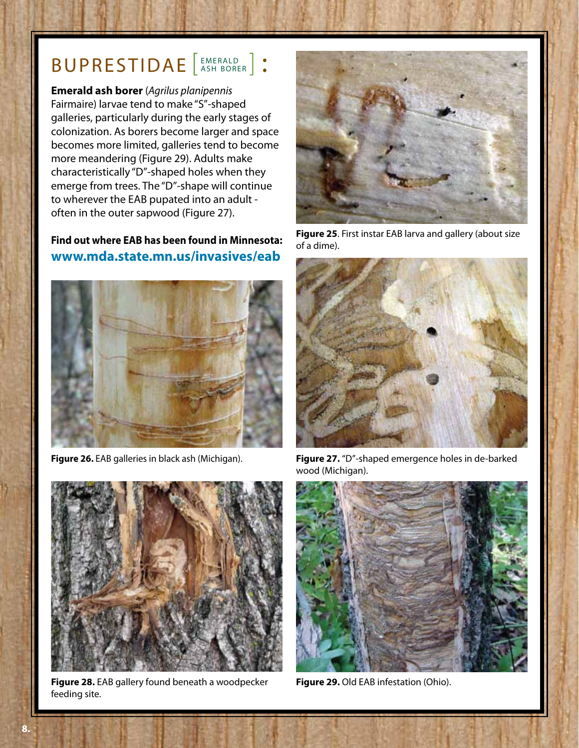# BUPRESTIDAE [ EMERALD ASH BORER ] :

**Emerald ash borer** (*Agrilus planipennis* Fairmaire) larvae tend to make "S"-shaped galleries, particularly during the early stages of colonization. As borers become larger and space becomes more limited, galleries tend to become more meandering (Figure 29). Adults make characteristically "D"-shaped holes when they emerge from trees. The "D"-shape will continue to wherever the EAB pupated into an adult - often in the outer sapwood (Figure 27).

**Find out where EAB has been found in Minnesota:**
**www.mda.state.mn.us/invasives/eab**

**Figure 25**. First instar EAB larva and gallery (about size of a dime).

**Figure 26.** EAB galleries in black ash (Michigan).

**Figure 27.** "D"-shaped emergence holes in de-barked wood (Michigan).

**Figure 28.** EAB gallery found beneath a woodpecker feeding site.

**Figure 29.** Old EAB infestation (Ohio).